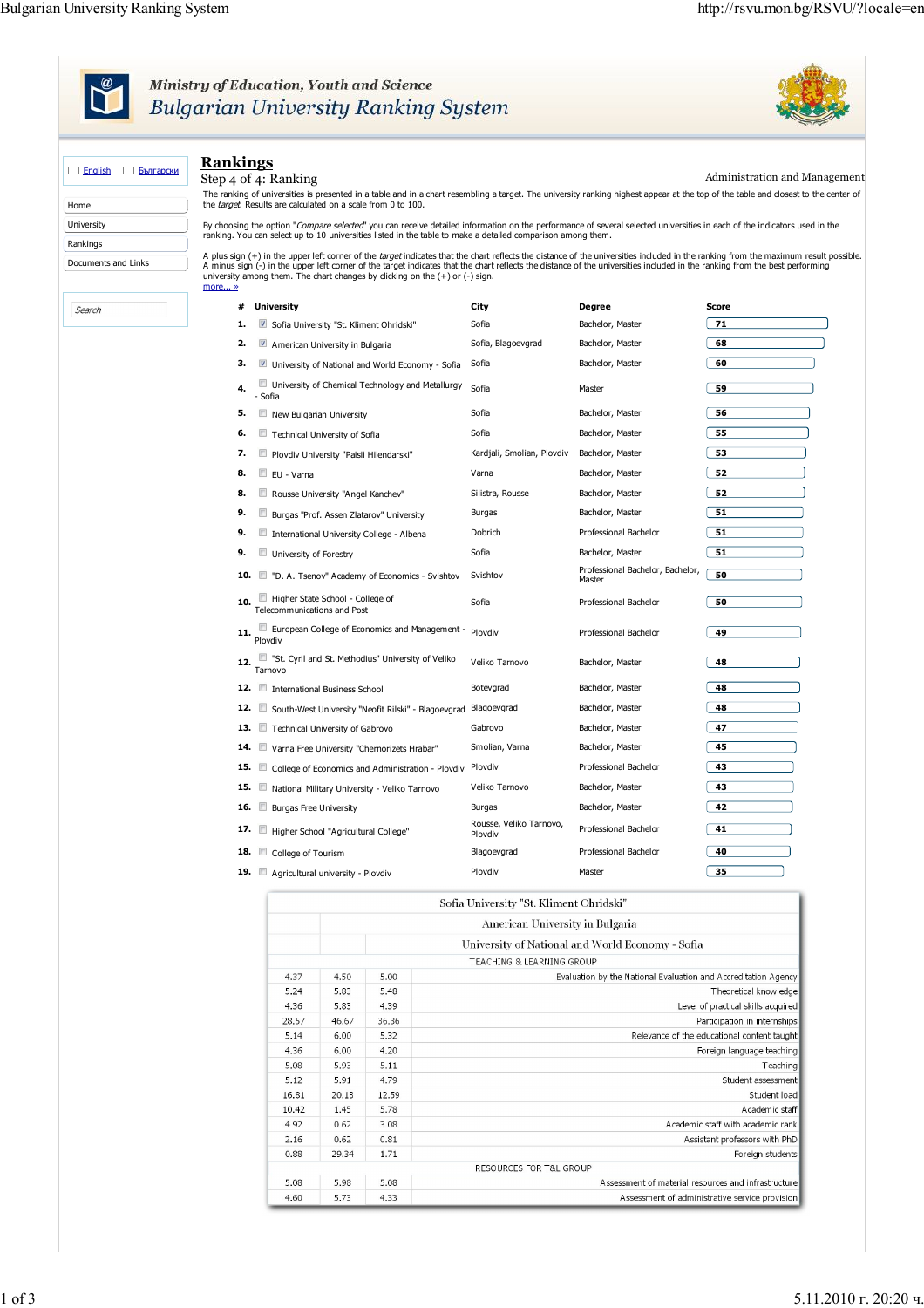Ministry of Education, Youth and Science

# Bulgarian University Ranking System

English | Български

- Home
- University
- Rankings
- Documents and Links

Search

## Rankings

Step 4 of 4: Ranking

Administration and Management

The ranking of universities is presented in a table and in a chart resembling a target. The university ranking highest appear at the top of the table and closest to the center of the *target*. Results are calculated on a scale from 0 to 100.

By choosing the option "*Compare selected*" you can receive detailed information on the performance of several selected universities in each of the indicators used in the ranking. You can select up to 10 universities listed in the table to make a detailed comparison among them.

A plus sign (+) in the upper left corner of the *target* indicates that the chart reflects the distance of the universities included in the ranking from the maximum result possible. A minus sign (-) in the upper left corner of the target indicates that the chart reflects the distance of the universities included in the ranking from the best performing university among them. The chart changes by clicking on the (+) or (-) sign.

more... »

| # | University | City | Degree | Score |
|---|---|---|---|---|
| 1. | Sofia University "St. Kliment Ohridski" | Sofia | Bachelor, Master | 71 |
| 2. | American University in Bulgaria | Sofia, Blagoevgrad | Bachelor, Master | 68 |
| 3. | University of National and World Economy - Sofia | Sofia | Bachelor, Master | 60 |
| 4. | University of Chemical Technology and Metallurgy - Sofia | Sofia | Master | 59 |
| 5. | New Bulgarian University | Sofia | Bachelor, Master | 56 |
| 6. | Technical University of Sofia | Sofia | Bachelor, Master | 55 |
| 7. | Plovdiv University "Paisii Hilendarski" | Kardjali, Smolian, Plovdiv | Bachelor, Master | 53 |
| 8. | EU - Varna | Varna | Bachelor, Master | 52 |
| 8. | Rousse University "Angel Kanchev" | Silistra, Rousse | Bachelor, Master | 52 |
| 9. | Burgas "Prof. Assen Zlatarov" University | Burgas | Bachelor, Master | 51 |
| 9. | International University College - Albena | Dobrich | Professional Bachelor | 51 |
| 9. | University of Forestry | Sofia | Bachelor, Master | 51 |
| 10. | "D. A. Tsenov" Academy of Economics - Svishtov | Svishtov | Professional Bachelor, Bachelor, Master | 50 |
| 10. | Higher State School - College of Telecommunications and Post | Sofia | Professional Bachelor | 50 |
| 11. | European College of Economics and Management - Plovdiv | Plovdiv | Professional Bachelor | 49 |
| 12. | "St. Cyril and St. Methodius" University of Veliko Tarnovo | Veliko Tarnovo | Bachelor, Master | 48 |
| 12. | International Business School | Botevgrad | Bachelor, Master | 48 |
| 12. | South-West University "Neofit Rilski" - Blagoevgrad | Blagoevgrad | Bachelor, Master | 48 |
| 13. | Technical University of Gabrovo | Gabrovo | Bachelor, Master | 47 |
| 14. | Varna Free University "Chernorizets Hrabar" | Smolian, Varna | Bachelor, Master | 45 |
| 15. | College of Economics and Administration - Plovdiv | Plovdiv | Professional Bachelor | 43 |
| 15. | National Military University - Veliko Tarnovo | Veliko Tarnovo | Bachelor, Master | 43 |
| 16. | Burgas Free University | Burgas | Bachelor, Master | 42 |
| 17. | Higher School "Agricultural College" | Rousse, Veliko Tarnovo, Plovdiv | Professional Bachelor | 41 |
| 18. | College of Tourism | Blagoevgrad | Professional Bachelor | 40 |
| 19. | Agricultural university - Plovdiv | Plovdiv | Master | 35 |

| Sofia University "St. Kliment Ohridski" | American University in Bulgaria | University of National and World Economy - Sofia | |
|---|---|---|---|
| | | | TEACHING & LEARNING GROUP |
| 4.37 | 4.50 | 5.00 | Evaluation by the National Evaluation and Accreditation Agency |
| 5.24 | 5.83 | 5.48 | Theoretical knowledge |
| 4.36 | 5.83 | 4.39 | Level of practical skills acquired |
| 28.57 | 46.67 | 36.36 | Participation in internships |
| 5.14 | 6.00 | 5.32 | Relevance of the educational content taught |
| 4.36 | 6.00 | 4.20 | Foreign language teaching |
| 5.08 | 5.93 | 5.11 | Teaching |
| 5.12 | 5.91 | 4.79 | Student assessment |
| 16.81 | 20.13 | 12.59 | Student load |
| 10.42 | 1.45 | 5.78 | Academic staff |
| 4.92 | 0.62 | 3.08 | Academic staff with academic rank |
| 2.16 | 0.62 | 0.81 | Assistant professors with PhD |
| 0.88 | 29.34 | 1.71 | Foreign students |
| | | | RESOURCES FOR T&L GROUP |
| 5.08 | 5.98 | 5.08 | Assessment of material resources and infrastructure |
| 4.60 | 5.73 | 4.33 | Assessment of administrative service provision |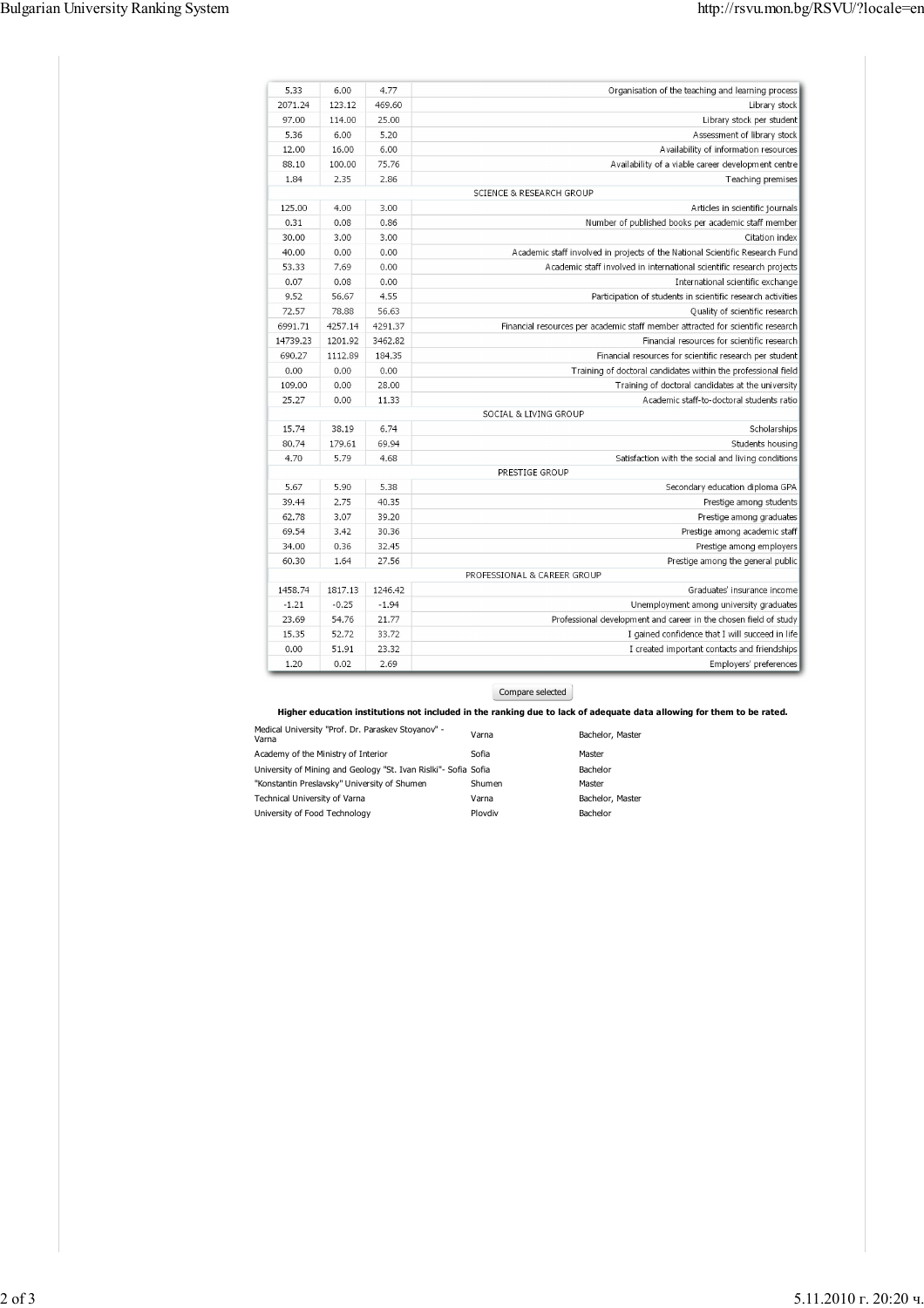| | | | |
|---|---|---|---|
| 5.33 | 6.00 | 4.77 | Organisation of the teaching and learning process |
| 2071.24 | 123.12 | 469.60 | Library stock |
| 97.00 | 114.00 | 25.00 | Library stock per student |
| 5.36 | 6.00 | 5.20 | Assessment of library stock |
| 12.00 | 16.00 | 6.00 | Availability of information resources |
| 88.10 | 100.00 | 75.76 | Availability of a viable career development centre |
| 1.84 | 2.35 | 2.86 | Teaching premises |
| | | | SCIENCE & RESEARCH GROUP |
| 125.00 | 4.00 | 3.00 | Articles in scientific journals |
| 0.31 | 0.08 | 0.86 | Number of published books per academic staff member |
| 30.00 | 3.00 | 3.00 | Citation index |
| 40.00 | 0.00 | 0.00 | Academic staff involved in projects of the National Scientific Research Fund |
| 53.33 | 7.69 | 0.00 | Academic staff involved in international scientific research projects |
| 0.07 | 0.08 | 0.00 | International scientific exchange |
| 9.52 | 56.67 | 4.55 | Participation of students in scientific research activities |
| 72.57 | 78.88 | 56.63 | Quality of scientific research |
| 6991.71 | 4257.14 | 4291.37 | Financial resources per academic staff member attracted for scientific research |
| 14739.23 | 1201.92 | 3462.82 | Financial resources for scientific research |
| 690.27 | 1112.89 | 184.35 | Financial resources for scientific research per student |
| 0.00 | 0.00 | 0.00 | Training of doctoral candidates within the professional field |
| 109.00 | 0.00 | 28.00 | Training of doctoral candidates at the university |
| 25.27 | 0.00 | 11.33 | Academic staff-to-doctoral students ratio |
| | | | SOCIAL & LIVING GROUP |
| 15.74 | 38.19 | 6.74 | Scholarships |
| 80.74 | 179.61 | 69.94 | Students housing |
| 4.70 | 5.79 | 4.68 | Satisfaction with the social and living conditions |
| | | | PRESTIGE GROUP |
| 5.67 | 5.90 | 5.38 | Secondary education diploma GPA |
| 39.44 | 2.75 | 40.35 | Prestige among students |
| 62.78 | 3.07 | 39.20 | Prestige among graduates |
| 69.54 | 3.42 | 30.36 | Prestige among academic staff |
| 34.00 | 0.36 | 32.45 | Prestige among employers |
| 60.30 | 1.64 | 27.56 | Prestige among the general public |
| | | | PROFESSIONAL & CAREER GROUP |
| 1458.74 | 1817.13 | 1246.42 | Graduates' insurance income |
| -1.21 | -0.25 | -1.94 | Unemployment among university graduates |
| 23.69 | 54.76 | 21.77 | Professional development and career in the chosen field of study |
| 15.35 | 52.72 | 33.72 | I gained confidence that I will succeed in life |
| 0.00 | 51.91 | 23.32 | I created important contacts and friendships |
| 1.20 | 0.02 | 2.69 | Employers' preferences |

Compare selected

**Higher education institutions not included in the ranking due to lack of adequate data allowing for them to be rated.**

| | | |
|---|---|---|
| Medical University "Prof. Dr. Paraskev Stoyanov" - Varna | Varna | Bachelor, Master |
| Academy of the Ministry of Interior | Sofia | Master |
| University of Mining and Geology "St. Ivan Rilski"- Sofia | Sofia | Bachelor |
| "Konstantin Preslavsky" University of Shumen | Shumen | Master |
| Technical University of Varna | Varna | Bachelor, Master |
| University of Food Technology | Plovdiv | Bachelor |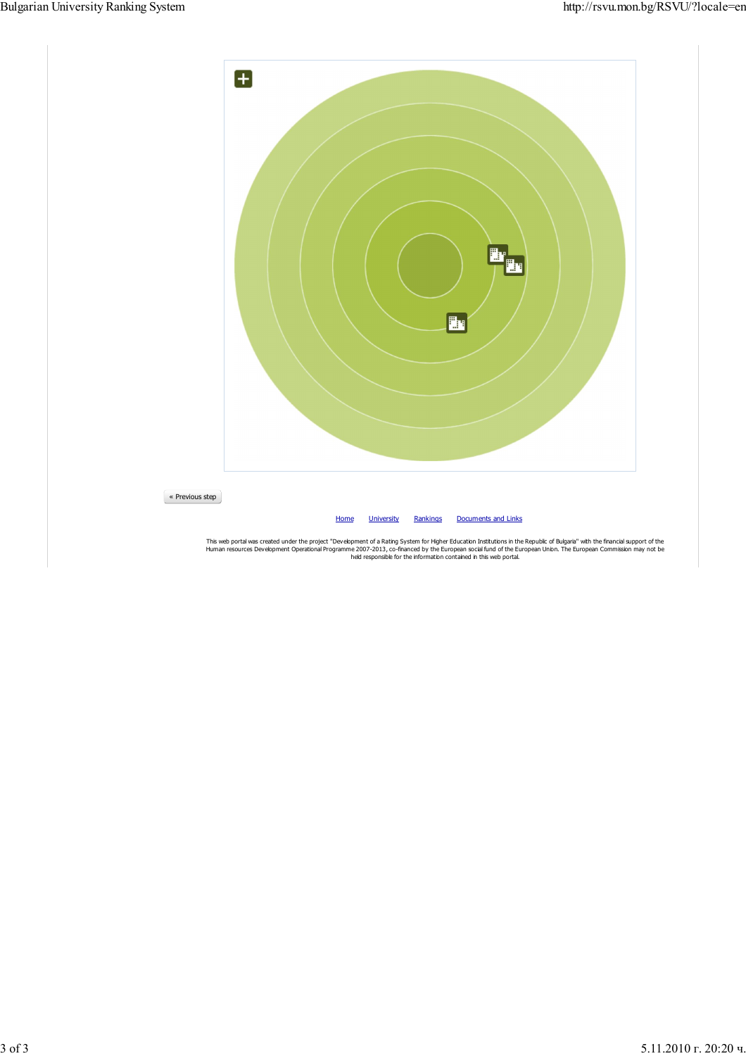« Previous step

Home   University   Rankings   Documents and Links

This web portal was created under the project "Development of a Rating System for Higher Education Institutions in the Republic of Bulgaria" with the financial support of the Human resources Development Operational Programme 2007-2013, co-financed by the European social fund of the European Union. The European Commission may not be held responsible for the information contained in this web portal.